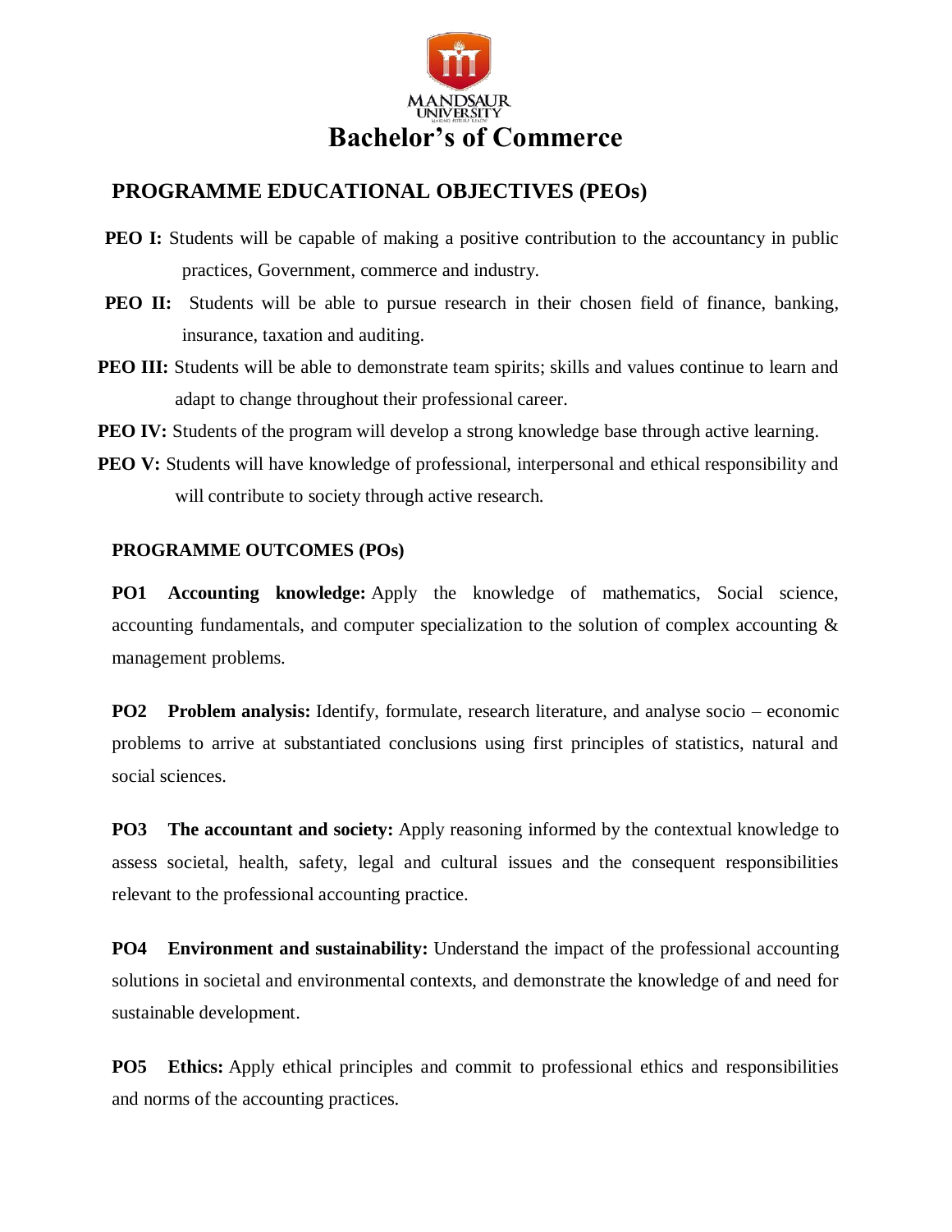MANDSAUR UNIVERSITY

# Bachelor's of Commerce

## PROGRAMME EDUCATIONAL OBJECTIVES (PEOs)

**PEO I:** Students will be capable of making a positive contribution to the accountancy in public practices, Government, commerce and industry.

**PEO II:** Students will be able to pursue research in their chosen field of finance, banking, insurance, taxation and auditing.

**PEO III:** Students will be able to demonstrate team spirits; skills and values continue to learn and adapt to change throughout their professional career.

**PEO IV:** Students of the program will develop a strong knowledge base through active learning.

**PEO V:** Students will have knowledge of professional, interpersonal and ethical responsibility and will contribute to society through active research.

### PROGRAMME OUTCOMES (POs)

**PO1 Accounting knowledge:** Apply the knowledge of mathematics, Social science, accounting fundamentals, and computer specialization to the solution of complex accounting & management problems.

**PO2 Problem analysis:** Identify, formulate, research literature, and analyse socio – economic problems to arrive at substantiated conclusions using first principles of statistics, natural and social sciences.

**PO3 The accountant and society:** Apply reasoning informed by the contextual knowledge to assess societal, health, safety, legal and cultural issues and the consequent responsibilities relevant to the professional accounting practice.

**PO4 Environment and sustainability:** Understand the impact of the professional accounting solutions in societal and environmental contexts, and demonstrate the knowledge of and need for sustainable development.

**PO5 Ethics:** Apply ethical principles and commit to professional ethics and responsibilities and norms of the accounting practices.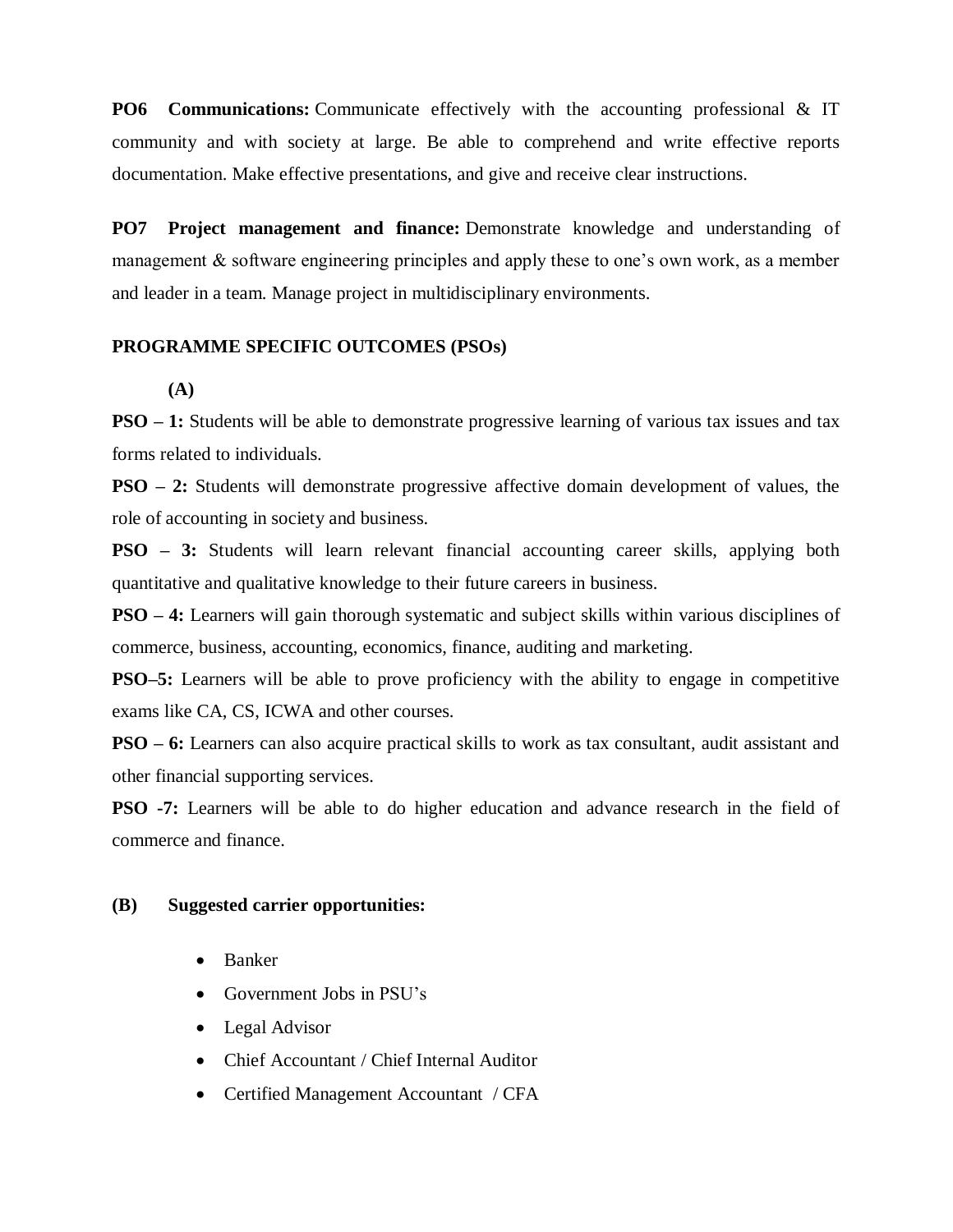**PO6 Communications:** Communicate effectively with the accounting professional & IT community and with society at large. Be able to comprehend and write effective reports documentation. Make effective presentations, and give and receive clear instructions.

**PO7 Project management and finance:** Demonstrate knowledge and understanding of management & software engineering principles and apply these to one's own work, as a member and leader in a team. Manage project in multidisciplinary environments.

## PROGRAMME SPECIFIC OUTCOMES (PSOs)

**(A)**

**PSO – 1:** Students will be able to demonstrate progressive learning of various tax issues and tax forms related to individuals.

**PSO – 2:** Students will demonstrate progressive affective domain development of values, the role of accounting in society and business.

**PSO – 3:** Students will learn relevant financial accounting career skills, applying both quantitative and qualitative knowledge to their future careers in business.

**PSO – 4:** Learners will gain thorough systematic and subject skills within various disciplines of commerce, business, accounting, economics, finance, auditing and marketing.

**PSO–5:** Learners will be able to prove proficiency with the ability to engage in competitive exams like CA, CS, ICWA and other courses.

**PSO – 6:** Learners can also acquire practical skills to work as tax consultant, audit assistant and other financial supporting services.

**PSO -7:** Learners will be able to do higher education and advance research in the field of commerce and finance.

**(B) Suggested carrier opportunities:**

- Banker
- Government Jobs in PSU's
- Legal Advisor
- Chief Accountant / Chief Internal Auditor
- Certified Management Accountant / CFA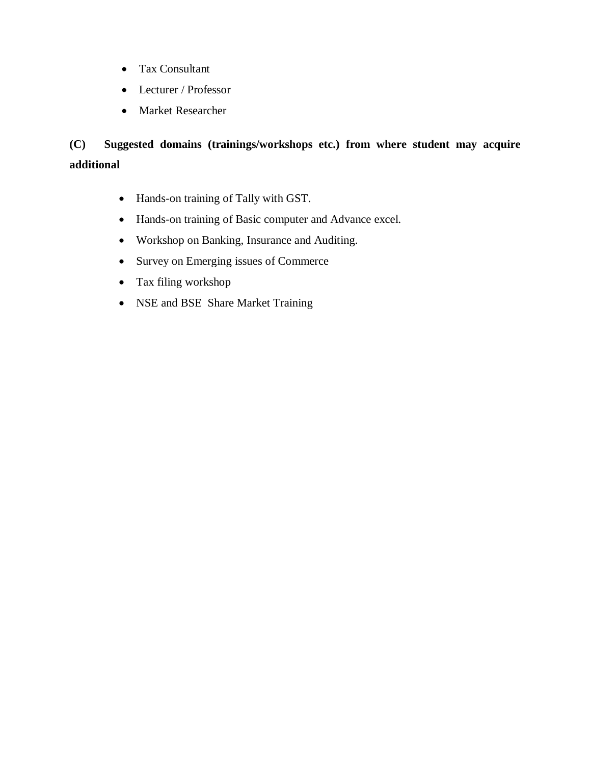- Tax Consultant
- Lecturer / Professor
- Market Researcher

**(C) Suggested domains (trainings/workshops etc.) from where student may acquire additional**

- Hands-on training of Tally with GST.
- Hands-on training of Basic computer and Advance excel.
- Workshop on Banking, Insurance and Auditing.
- Survey on Emerging issues of Commerce
- Tax filing workshop
- NSE and BSE Share Market Training